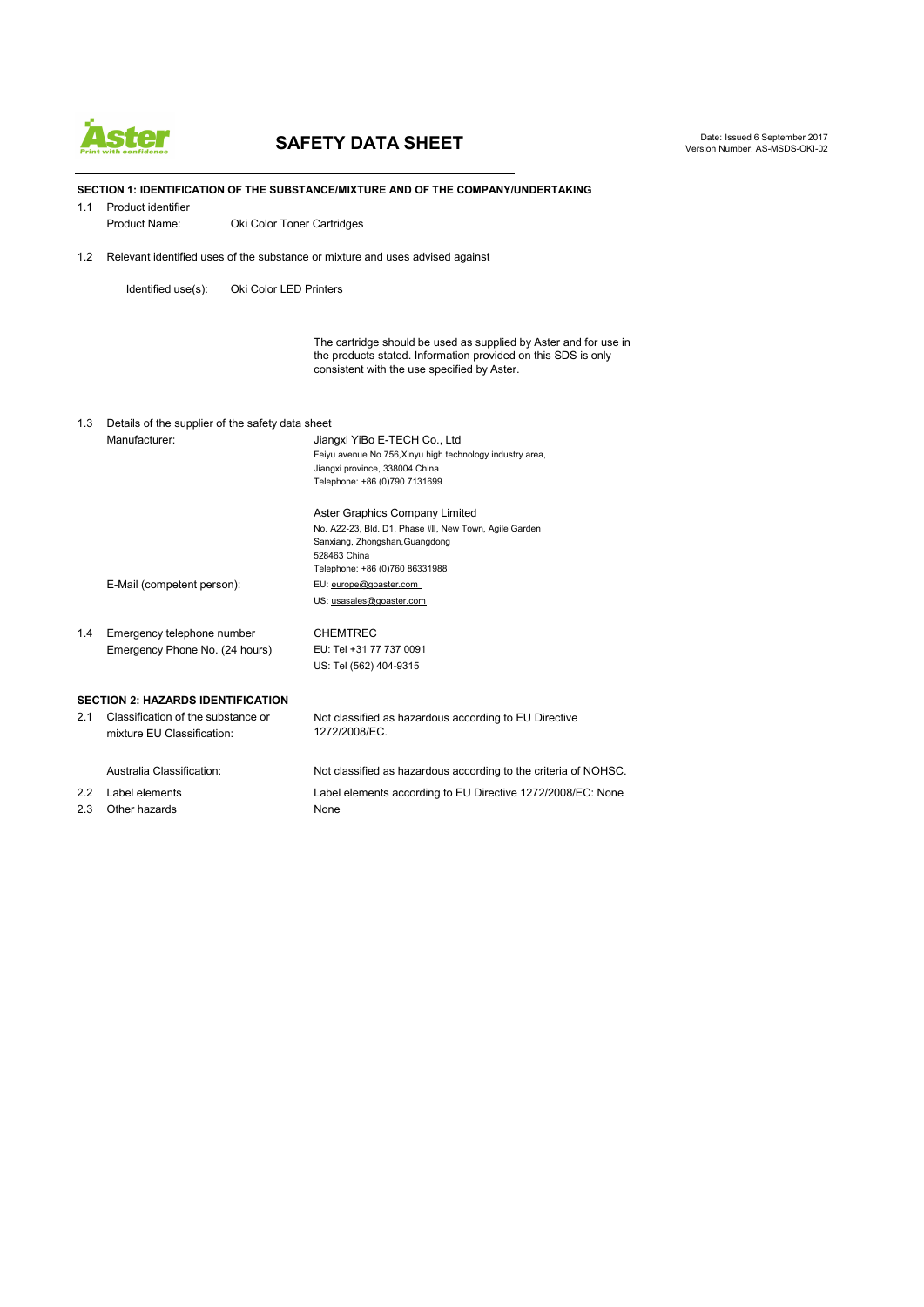# SAFETY DATA SHEET

Date: Issued 6 September 2017
Version Number: AS-MSDS-OKI-02

## SECTION 1: IDENTIFICATION OF THE SUBSTANCE/MIXTURE AND OF THE COMPANY/UNDERTAKING

1.1 Product identifier

Product Name: Oki Color Toner Cartridges

1.2 Relevant identified uses of the substance or mixture and uses advised against

Identified use(s): Oki Color LED Printers

The cartridge should be used as supplied by Aster and for use in the products stated. Information provided on this SDS is only consistent with the use specified by Aster.

1.3 Details of the supplier of the safety data sheet

Manufacturer:

Jiangxi YiBo E-TECH Co., Ltd
Feiyu avenue No.756,Xinyu high technology industry area,
Jiangxi province, 338004 China
Telephone: +86 (0)790 7131699

Aster Graphics Company Limited
No. A22-23, Bld. D1, Phase \II, New Town, Agile Garden
Sanxiang, Zhongshan,Guangdong
528463 China
Telephone: +86 (0)760 86331988

E-Mail (competent person):

EU: europe@goaster.com
US: usasales@goaster.com

1.4 Emergency telephone number
Emergency Phone No. (24 hours)

CHEMTREC
EU: Tel +31 77 737 0091
US: Tel (562) 404-9315

## SECTION 2: HAZARDS IDENTIFICATION

2.1 Classification of the substance or mixture EU Classification: Not classified as hazardous according to EU Directive 1272/2008/EC.

Australia Classification: Not classified as hazardous according to the criteria of NOHSC.

2.2 Label elements: Label elements according to EU Directive 1272/2008/EC: None

2.3 Other hazards: None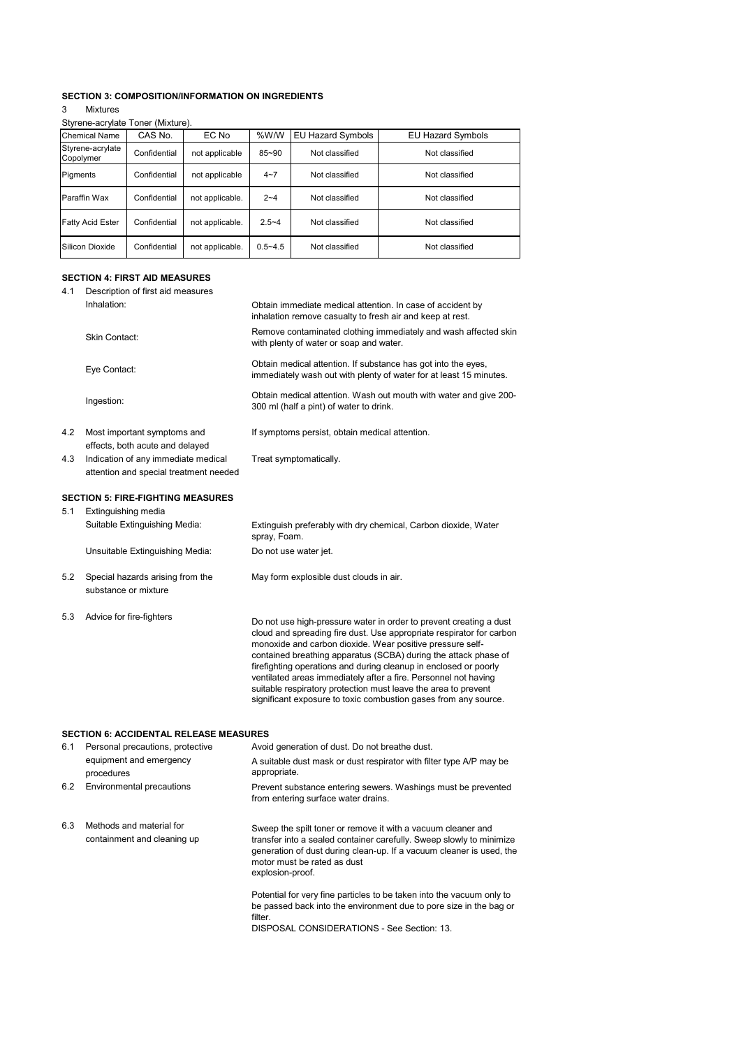## SECTION 3: COMPOSITION/INFORMATION ON INGREDIENTS

3 Mixtures

Styrene-acrylate Toner (Mixture).

| Chemical Name | CAS No. | EC No | %W/W | EU Hazard Symbols | EU Hazard Symbols |
|---|---|---|---|---|---|
| Styrene-acrylate Copolymer | Confidential | not applicable | 85~90 | Not classified | Not classified |
| Pigments | Confidential | not applicable | 4~7 | Not classified | Not classified |
| Paraffin Wax | Confidential | not applicable. | 2~4 | Not classified | Not classified |
| Fatty Acid Ester | Confidential | not applicable. | 2.5~4 | Not classified | Not classified |
| Silicon Dioxide | Confidential | not applicable. | 0.5~4.5 | Not classified | Not classified |

## SECTION 4: FIRST AID MEASURES

4.1 Description of first aid measures

Inhalation: Obtain immediate medical attention. In case of accident by inhalation remove casualty to fresh air and keep at rest.

Skin Contact: Remove contaminated clothing immediately and wash affected skin with plenty of water or soap and water.

Eye Contact: Obtain medical attention. If substance has got into the eyes, immediately wash out with plenty of water for at least 15 minutes.

Ingestion: Obtain medical attention. Wash out mouth with water and give 200-300 ml (half a pint) of water to drink.

4.2 Most important symptoms and effects, both acute and delayed: If symptoms persist, obtain medical attention.

4.3 Indication of any immediate medical attention and special treatment needed: Treat symptomatically.

## SECTION 5: FIRE-FIGHTING MEASURES

5.1 Extinguishing media

Suitable Extinguishing Media: Extinguish preferably with dry chemical, Carbon dioxide, Water spray, Foam.

Unsuitable Extinguishing Media: Do not use water jet.

5.2 Special hazards arising from the substance or mixture: May form explosible dust clouds in air.

5.3 Advice for fire-fighters: Do not use high-pressure water in order to prevent creating a dust cloud and spreading fire dust. Use appropriate respirator for carbon monoxide and carbon dioxide. Wear positive pressure self-contained breathing apparatus (SCBA) during the attack phase of firefighting operations and during cleanup in enclosed or poorly ventilated areas immediately after a fire. Personnel not having suitable respiratory protection must leave the area to prevent significant exposure to toxic combustion gases from any source.

## SECTION 6: ACCIDENTAL RELEASE MEASURES

6.1 Personal precautions, protective equipment and emergency procedures: Avoid generation of dust. Do not breathe dust.

A suitable dust mask or dust respirator with filter type A/P may be appropriate.

6.2 Environmental precautions: Prevent substance entering sewers. Washings must be prevented from entering surface water drains.

6.3 Methods and material for containment and cleaning up: Sweep the spilt toner or remove it with a vacuum cleaner and transfer into a sealed container carefully. Sweep slowly to minimize generation of dust during clean-up. If a vacuum cleaner is used, the motor must be rated as dust explosion-proof.

Potential for very fine particles to be taken into the vacuum only to be passed back into the environment due to pore size in the bag or filter.

DISPOSAL CONSIDERATIONS - See Section: 13.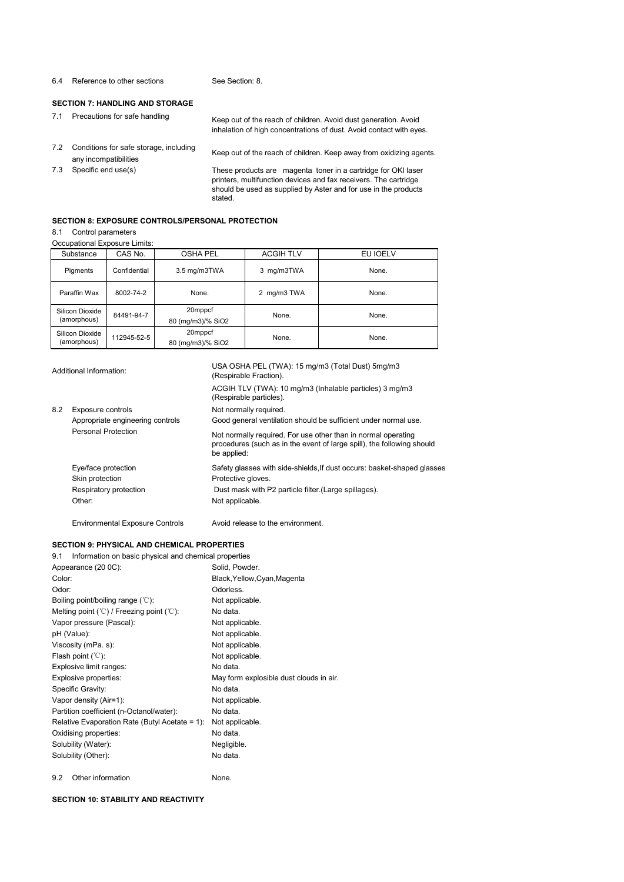| 6.4 | Reference to other sections | See Section: 8. |
|---|---|---|

## SECTION 7: HANDLING AND STORAGE

| | | |
|---|---|---|
| 7.1 | Precautions for safe handling | Keep out of the reach of children. Avoid dust generation. Avoid inhalation of high concentrations of dust. Avoid contact with eyes. |
| 7.2 | Conditions for safe storage, including any incompatibilities | Keep out of the reach of children. Keep away from oxidizing agents. |
| 7.3 | Specific end use(s) | These products are magenta toner in a cartridge for OKI laser printers, multifunction devices and fax receivers. The cartridge should be used as supplied by Aster and for use in the products stated. |

## SECTION 8: EXPOSURE CONTROLS/PERSONAL PROTECTION

8.1 Control parameters

Occupational Exposure Limits:

| Substance | CAS No. | OSHA PEL | ACGIH TLV | EU IOELV |
|---|---|---|---|---|
| Pigments | Confidential | 3.5 mg/m3TWA | 3 mg/m3TWA | None. |
| Paraffin Wax | 8002-74-2 | None. | 2 mg/m3 TWA | None. |
| Silicon Dioxide (amorphous) | 84491-94-7 | 20mppcf 80 (mg/m3)/% SiO2 | None. | None. |
| Silicon Dioxide (amorphous) | 112945-52-5 | 20mppcf 80 (mg/m3)/% SiO2 | None. | None. |

| | | |
|---|---|---|
| | Additional Information: | USA OSHA PEL (TWA): 15 mg/m3 (Total Dust) 5mg/m3 (Respirable Fraction). |
| | | ACGIH TLV (TWA): 10 mg/m3 (Inhalable particles) 3 mg/m3 (Respirable particles). |
| 8.2 | Exposure controls | Not normally required. |
| | Appropriate engineering controls | Good general ventilation should be sufficient under normal use. |
| | Personal Protection | Not normally required. For use other than in normal operating procedures (such as in the event of large spill), the following should be applied: |
| | Eye/face protection | Safety glasses with side-shields,If dust occurs: basket-shaped glasses |
| | Skin protection | Protective gloves. |
| | Respiratory protection | Dust mask with P2 particle filter.(Large spillages). |
| | Other: | Not applicable. |
| | Environmental Exposure Controls | Avoid release to the environment. |

## SECTION 9: PHYSICAL AND CHEMICAL PROPERTIES

9.1 Information on basic physical and chemical properties

| | |
|---|---|
| Appearance (20 0C): | Solid, Powder. |
| Color: | Black,Yellow,Cyan,Magenta |
| Odor: | Odorless. |
| Boiling point/boiling range (℃): | Not applicable. |
| Melting point (℃) / Freezing point (℃): | No data. |
| Vapor pressure (Pascal): | Not applicable. |
| pH (Value): | Not applicable. |
| Viscosity (mPa. s): | Not applicable. |
| Flash point (℃): | Not applicable. |
| Explosive limit ranges: | No data. |
| Explosive properties: | May form explosible dust clouds in air. |
| Specific Gravity: | No data. |
| Vapor density (Air=1): | Not applicable. |
| Partition coefficient (n-Octanol/water): | No data. |
| Relative Evaporation Rate (Butyl Acetate = 1): | Not applicable. |
| Oxidising properties: | No data. |
| Solubility (Water): | Negligible. |
| Solubility (Other): | No data. |

9.2 Other information None.

## SECTION 10: STABILITY AND REACTIVITY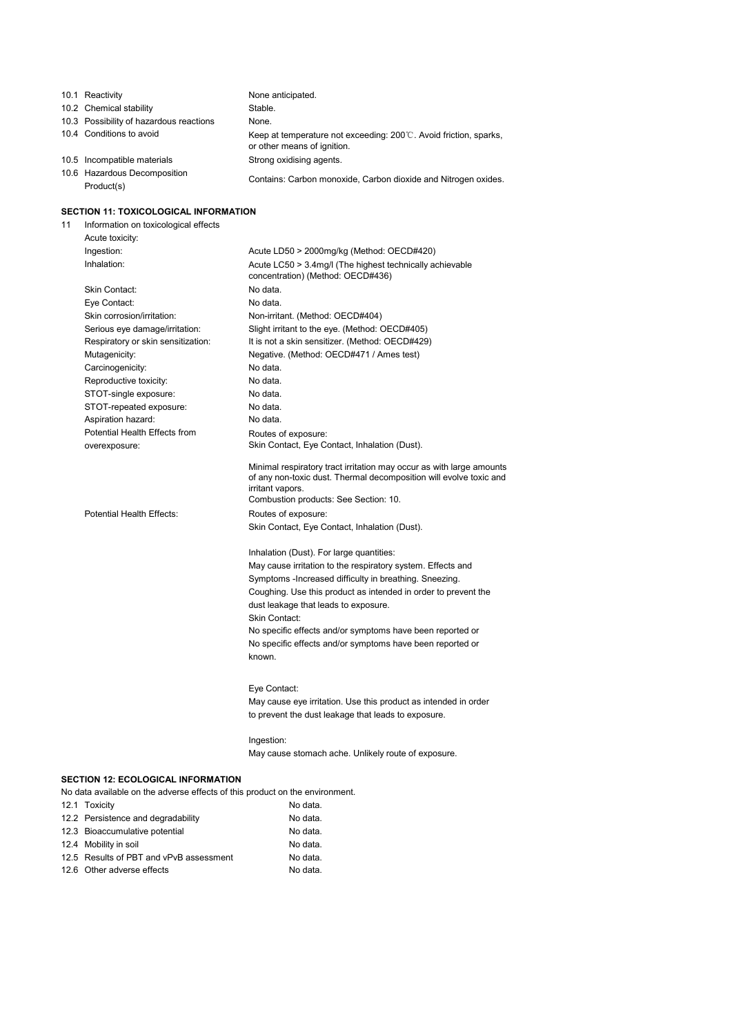| | |
|---|---|
| 10.1 Reactivity | None anticipated. |
| 10.2 Chemical stability | Stable. |
| 10.3 Possibility of hazardous reactions | None. |
| 10.4 Conditions to avoid | Keep at temperature not exceeding: 200℃. Avoid friction, sparks, or other means of ignition. |
| 10.5 Incompatible materials | Strong oxidising agents. |
| 10.6 Hazardous Decomposition Product(s) | Contains: Carbon monoxide, Carbon dioxide and Nitrogen oxides. |

## SECTION 11: TOXICOLOGICAL INFORMATION

11 Information on toxicological effects

| | |
|---|---|
| Acute toxicity: | |
| Ingestion: | Acute LD50 > 2000mg/kg (Method: OECD#420) |
| Inhalation: | Acute LC50 > 3.4mg/l (The highest technically achievable concentration) (Method: OECD#436) |
| Skin Contact: | No data. |
| Eye Contact: | No data. |
| Skin corrosion/irritation: | Non-irritant. (Method: OECD#404) |
| Serious eye damage/irritation: | Slight irritant to the eye. (Method: OECD#405) |
| Respiratory or skin sensitization: | It is not a skin sensitizer. (Method: OECD#429) |
| Mutagenicity: | Negative. (Method: OECD#471 / Ames test) |
| Carcinogenicity: | No data. |
| Reproductive toxicity: | No data. |
| STOT-single exposure: | No data. |
| STOT-repeated exposure: | No data. |
| Aspiration hazard: | No data. |
| Potential Health Effects from overexposure: | Routes of exposure: Skin Contact, Eye Contact, Inhalation (Dust). Minimal respiratory tract irritation may occur as with large amounts of any non-toxic dust. Thermal decomposition will evolve toxic and irritant vapors. Combustion products: See Section: 10. |
| Potential Health Effects: | Routes of exposure: Skin Contact, Eye Contact, Inhalation (Dust). Inhalation (Dust). For large quantities: May cause irritation to the respiratory system. Effects and Symptoms -Increased difficulty in breathing. Sneezing. Coughing. Use this product as intended in order to prevent the dust leakage that leads to exposure. Skin Contact: No specific effects and/or symptoms have been reported or No specific effects and/or symptoms have been reported or known. Eye Contact: May cause eye irritation. Use this product as intended in order to prevent the dust leakage that leads to exposure. Ingestion: May cause stomach ache. Unlikely route of exposure. |

## SECTION 12: ECOLOGICAL INFORMATION

No data available on the adverse effects of this product on the environment.

| | |
|---|---|
| 12.1 Toxicity | No data. |
| 12.2 Persistence and degradability | No data. |
| 12.3 Bioaccumulative potential | No data. |
| 12.4 Mobility in soil | No data. |
| 12.5 Results of PBT and vPvB assessment | No data. |
| 12.6 Other adverse effects | No data. |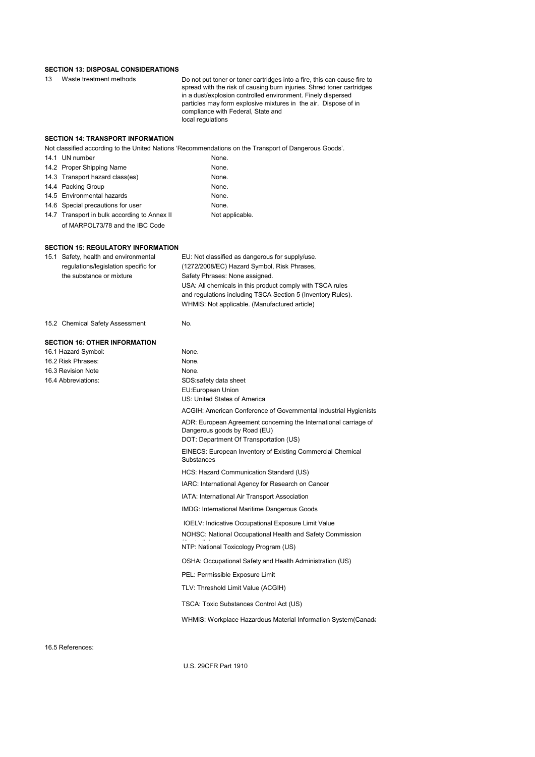**SECTION 13: DISPOSAL CONSIDERATIONS**

| | |
|---|---|
| 13 Waste treatment methods | Do not put toner or toner cartridges into a fire, this can cause fire to spread with the risk of causing burn injuries. Shred toner cartridges in a dust/explosion controlled environment. Finely dispersed particles may form explosive mixtures in the air. Dispose of in compliance with Federal, State and local regulations |

**SECTION 14: TRANSPORT INFORMATION**

Not classified according to the United Nations 'Recommendations on the Transport of Dangerous Goods'.

| | |
|---|---|
| 14.1 UN number | None. |
| 14.2 Proper Shipping Name | None. |
| 14.3 Transport hazard class(es) | None. |
| 14.4 Packing Group | None. |
| 14.5 Environmental hazards | None. |
| 14.6 Special precautions for user | None. |
| 14.7 Transport in bulk according to Annex II of MARPOL73/78 and the IBC Code | Not applicable. |

**SECTION 15: REGULATORY INFORMATION**

| | |
|---|---|
| 15.1 Safety, health and environmental regulations/legislation specific for the substance or mixture | EU: Not classified as dangerous for supply/use. (1272/2008/EC) Hazard Symbol, Risk Phrases, Safety Phrases: None assigned.<br>USA: All chemicals in this product comply with TSCA rules and regulations including TSCA Section 5 (Inventory Rules).<br>WHMIS: Not applicable. (Manufactured article) |
| 15.2 Chemical Safety Assessment | No. |

**SECTION 16: OTHER INFORMATION**

| | |
|---|---|
| 16.1 Hazard Symbol: | None. |
| 16.2 Risk Phrases: | None. |
| 16.3 Revision Note | None. |
| 16.4 Abbreviations: | SDS:safety data sheet |
| | EU:European Union |
| | US: United States of America |
| | ACGIH: American Conference of Governmental Industrial Hygienists |
| | ADR: European Agreement concerning the International carriage of Dangerous goods by Road (EU) |
| | DOT: Department Of Transportation (US) |
| | EINECS: European Inventory of Existing Commercial Chemical Substances |
| | HCS: Hazard Communication Standard (US) |
| | IARC: International Agency for Research on Cancer |
| | IATA: International Air Transport Association |
| | IMDG: International Maritime Dangerous Goods |
| | IOELV: Indicative Occupational Exposure Limit Value |
| | NOHSC: National Occupational Health and Safety Commission (Australia) |
| | NTP: National Toxicology Program (US) |
| | OSHA: Occupational Safety and Health Administration (US) |
| | PEL: Permissible Exposure Limit |
| | TLV: Threshold Limit Value (ACGIH) |
| | TSCA: Toxic Substances Control Act (US) |
| | WHMIS: Workplace Hazardous Material Information System(Canada |

16.5 References:

U.S. 29CFR Part 1910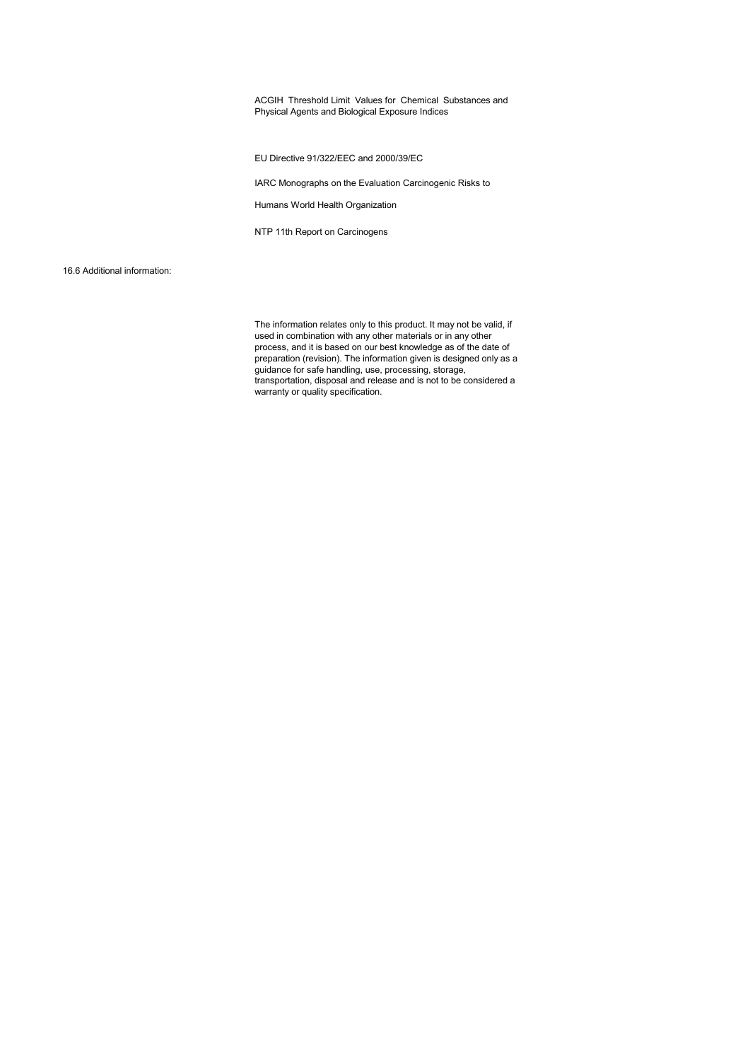ACGIH Threshold Limit Values for Chemical Substances and Physical Agents and Biological Exposure Indices

EU Directive 91/322/EEC and 2000/39/EC

IARC Monographs on the Evaluation Carcinogenic Risks to

Humans World Health Organization

NTP 11th Report on Carcinogens

16.6 Additional information:

The information relates only to this product. It may not be valid, if used in combination with any other materials or in any other process, and it is based on our best knowledge as of the date of preparation (revision). The information given is designed only as a guidance for safe handling, use, processing, storage, transportation, disposal and release and is not to be considered a warranty or quality specification.